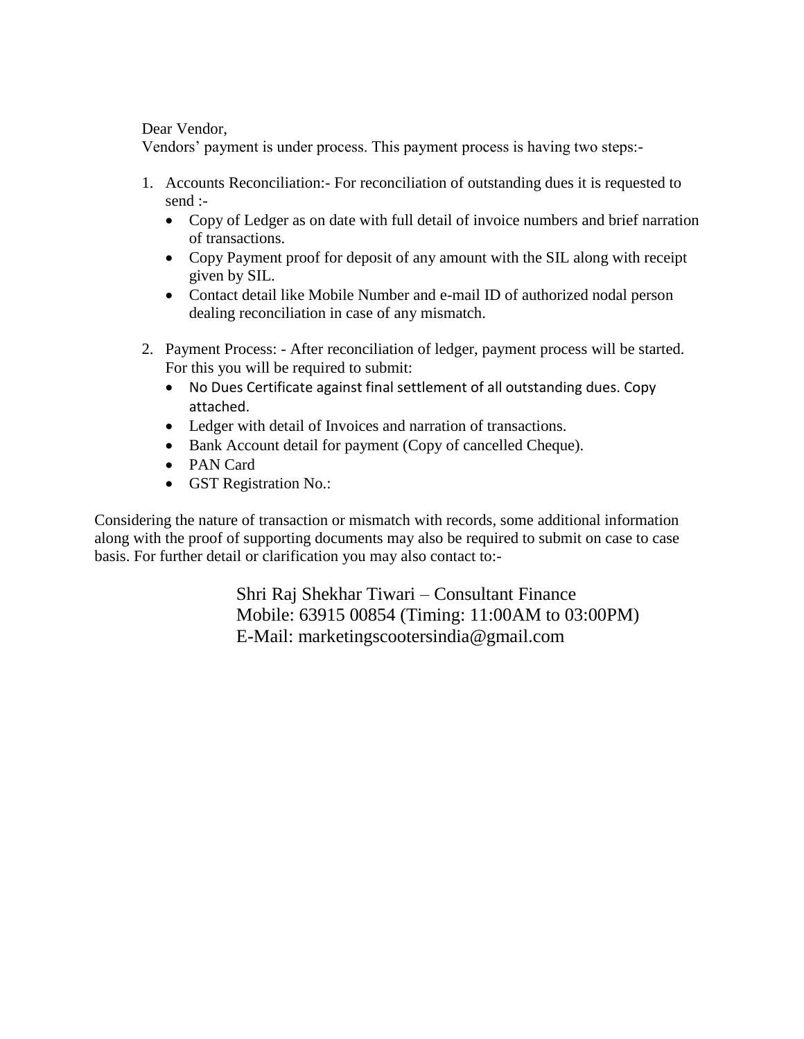Dear Vendor,
Vendors' payment is under process. This payment process is having two steps:-

1. Accounts Reconciliation:- For reconciliation of outstanding dues it is requested to send :-
   - Copy of Ledger as on date with full detail of invoice numbers and brief narration of transactions.
   - Copy Payment proof for deposit of any amount with the SIL along with receipt given by SIL.
   - Contact detail like Mobile Number and e-mail ID of authorized nodal person dealing reconciliation in case of any mismatch.

2. Payment Process: - After reconciliation of ledger, payment process will be started. For this you will be required to submit:
   - No Dues Certificate against final settlement of all outstanding dues. Copy attached.
   - Ledger with detail of Invoices and narration of transactions.
   - Bank Account detail for payment (Copy of cancelled Cheque).
   - PAN Card
   - GST Registration No.:

Considering the nature of transaction or mismatch with records, some additional information along with the proof of supporting documents may also be required to submit on case to case basis. For further detail or clarification you may also contact to:-

Shri Raj Shekhar Tiwari – Consultant Finance
Mobile: 63915 00854 (Timing: 11:00AM to 03:00PM)
E-Mail: marketingscootersindia@gmail.com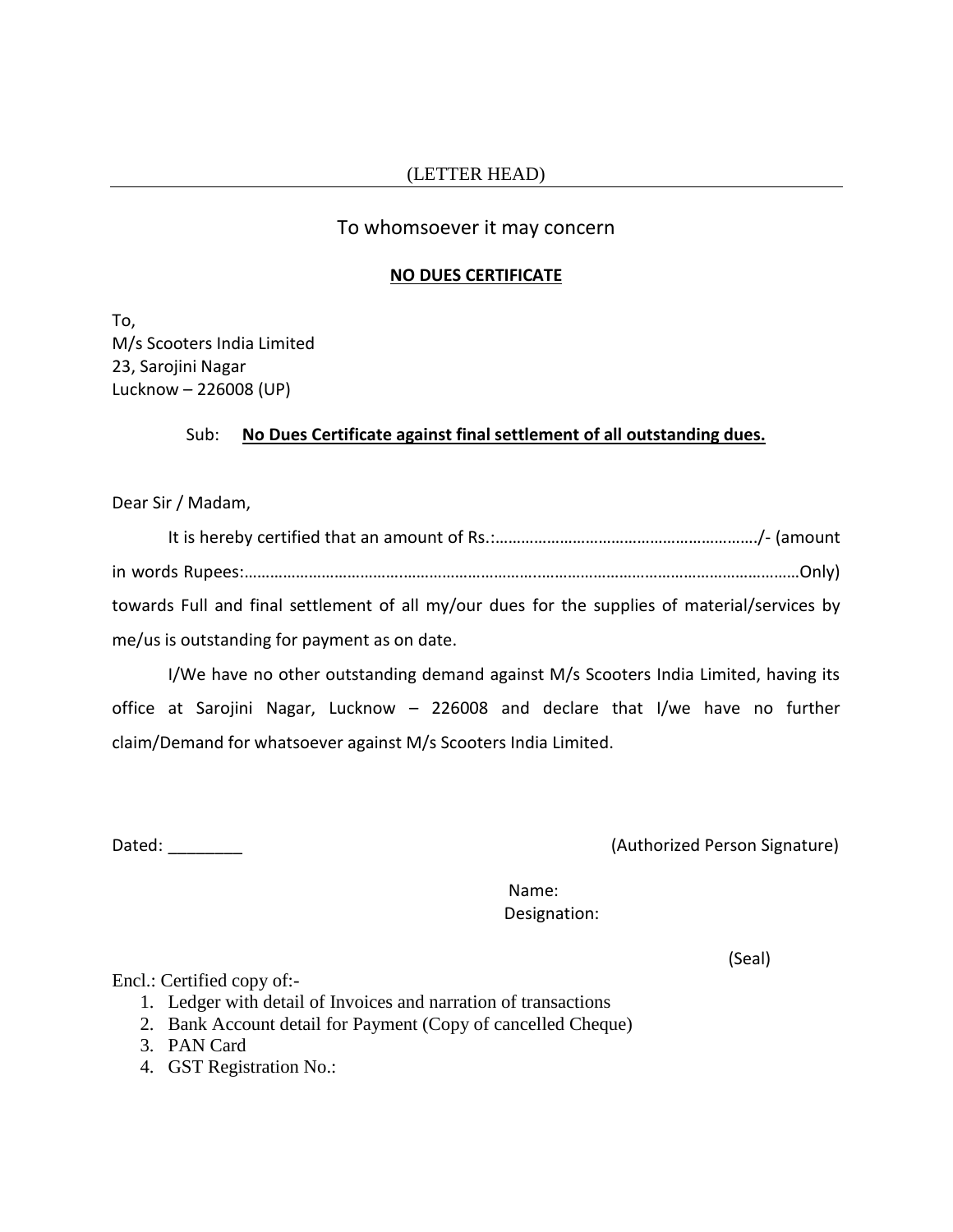(LETTER HEAD)

To whomsoever it may concern

**NO DUES CERTIFICATE**

To,  
M/s Scooters India Limited  
23, Sarojini Nagar  
Lucknow – 226008 (UP)

Sub: **No Dues Certificate against final settlement of all outstanding dues.**

Dear Sir / Madam,

It is hereby certified that an amount of Rs.:……………………………………………………./- (amount in words Rupees:……………………………………………………………………………………………………………Only) towards Full and final settlement of all my/our dues for the supplies of material/services by me/us is outstanding for payment as on date.

I/We have no other outstanding demand against M/s Scooters India Limited, having its office at Sarojini Nagar, Lucknow – 226008 and declare that I/we have no further claim/Demand for whatsoever against M/s Scooters India Limited.

Dated: ________

(Authorized Person Signature)

Name:  
Designation:

(Seal)

Encl.: Certified copy of:-

1. Ledger with detail of Invoices and narration of transactions
2. Bank Account detail for Payment (Copy of cancelled Cheque)
3. PAN Card
4. GST Registration No.: